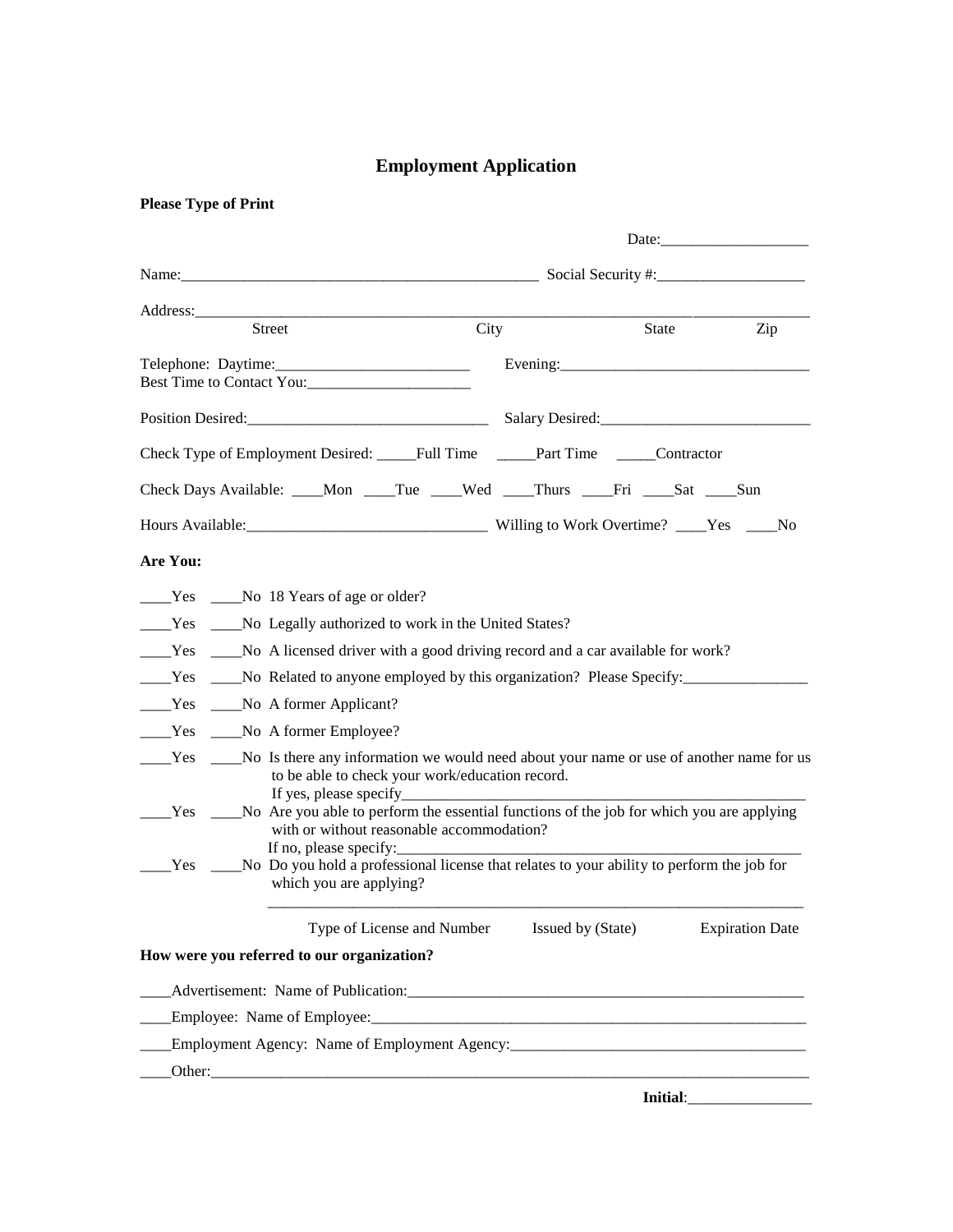# Employment Application

**Please Type of Print**

Date:___________________

Name:_______________________________________________ Social Security #:___________________

Address:______________________________________________________________________________
Street                    City                    State                    Zip

Telephone: Daytime:_________________________ Evening:________________________________
Best Time to Contact You:_____________________

Position Desired:_______________________________ Salary Desired:___________________________

Check Type of Employment Desired: _____Full Time _____Part Time _____Contractor

Check Days Available: ____Mon ____Tue ____Wed ____Thurs ____Fri ____Sat ____Sun

Hours Available:_______________________________ Willing to Work Overtime? ____Yes ____No

**Are You:**

____Yes ____No 18 Years of age or older?

____Yes ____No Legally authorized to work in the United States?

____Yes ____No A licensed driver with a good driving record and a car available for work?

____Yes ____No Related to anyone employed by this organization? Please Specify:________________

____Yes ____No A former Applicant?

____Yes ____No A former Employee?

____Yes ____No Is there any information we would need about your name or use of another name for us to be able to check your work/education record.
If yes, please specify______________________________________________________

____Yes ____No Are you able to perform the essential functions of the job for which you are applying with or without reasonable accommodation?
If no, please specify:______________________________________________________

____Yes ____No Do you hold a professional license that relates to your ability to perform the job for which you are applying?

_________________________________________________________________________
Type of License and Number    Issued by (State)    Expiration Date

**How were you referred to our organization?**

____Advertisement: Name of Publication:_____________________________________________________

____Employee: Name of Employee:___________________________________________________________

____Employment Agency: Name of Employment Agency:______________________________________

____Other:__________________________________________________________________________________

**Initial**:________________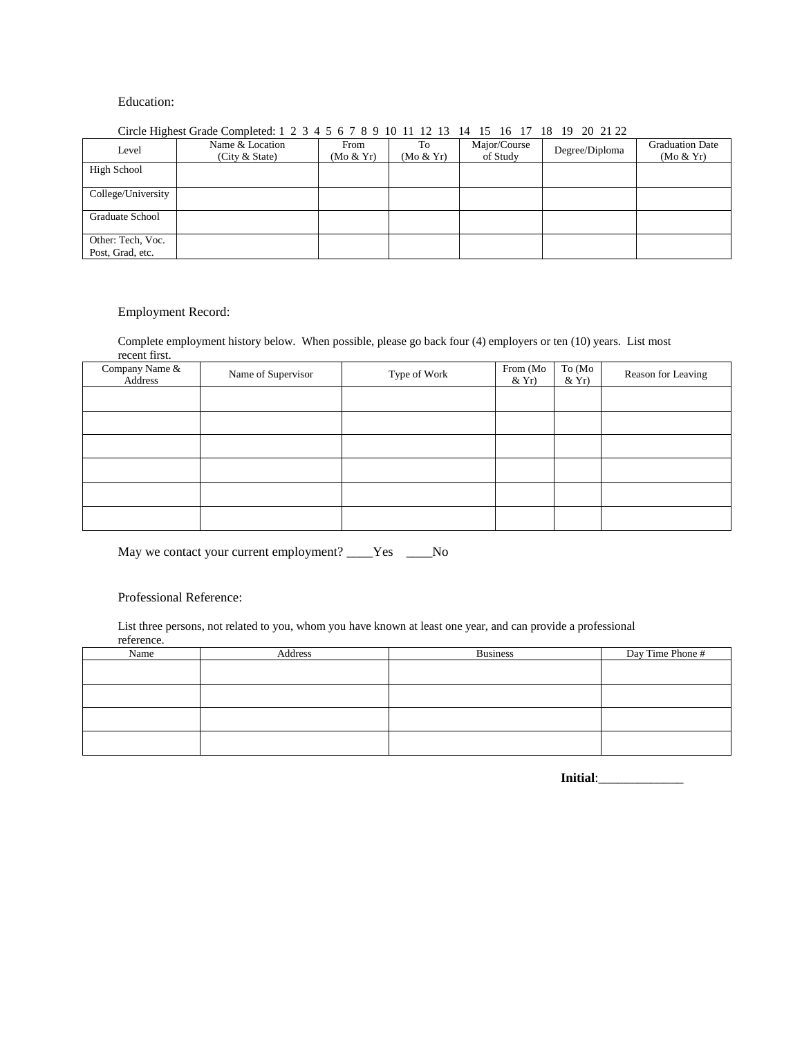Education:

Circle Highest Grade Completed: 1 2 3 4 5 6 7 8 9 10 11 12 13 14 15 16 17 18 19 20 21 22

| Level | Name & Location (City & State) | From (Mo & Yr) | To (Mo & Yr) | Major/Course of Study | Degree/Diploma | Graduation Date (Mo & Yr) |
|---|---|---|---|---|---|---|
| High School | | | | | | |
| College/University | | | | | | |
| Graduate School | | | | | | |
| Other: Tech, Voc. Post, Grad, etc. | | | | | | |

Employment Record:

Complete employment history below. When possible, please go back four (4) employers or ten (10) years. List most recent first.

| Company Name & Address | Name of Supervisor | Type of Work | From (Mo & Yr) | To (Mo & Yr) | Reason for Leaving |
|---|---|---|---|---|---|
| | | | | | |
| | | | | | |
| | | | | | |
| | | | | | |
| | | | | | |
| | | | | | |

May we contact your current employment? ____Yes ____No

Professional Reference:

List three persons, not related to you, whom you have known at least one year, and can provide a professional reference.

| Name | Address | Business | Day Time Phone # |
|---|---|---|---|
| | | | |
| | | | |
| | | | |
| | | | |

**Initial**:_____________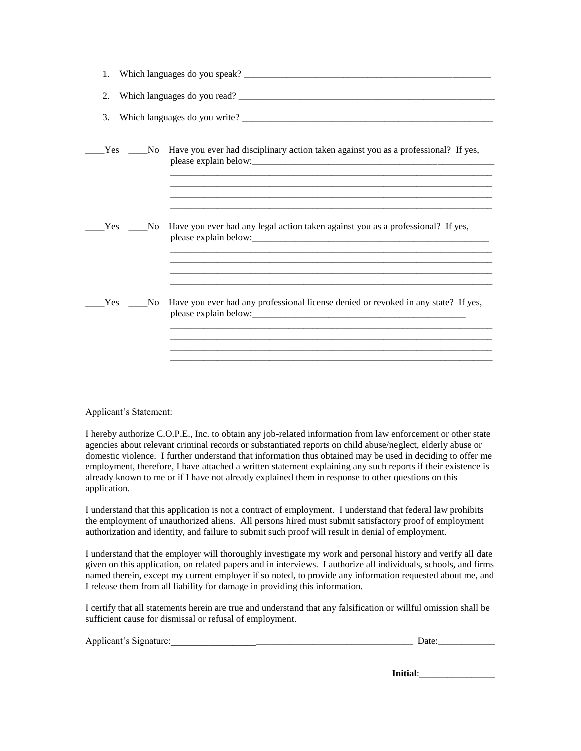1. Which languages do you speak? ______________________________________________________

2. Which languages do you read? ________________________________________________________

3. Which languages do you write? ______________________________________________________

____Yes ____No Have you ever had disciplinary action taken against you as a professional? If yes, please explain below:______________________________________________________
______________________________________________________________________
______________________________________________________________________
______________________________________________________________________
______________________________________________________________________

____Yes ____No Have you ever had any legal action taken against you as a professional? If yes, please explain below:______________________________________________________
______________________________________________________________________
______________________________________________________________________
______________________________________________________________________
______________________________________________________________________

____Yes ____No Have you ever had any professional license denied or revoked in any state? If yes, please explain below:______________________________________________
______________________________________________________________________
______________________________________________________________________
______________________________________________________________________
______________________________________________________________________

Applicant's Statement:

I hereby authorize C.O.P.E., Inc. to obtain any job-related information from law enforcement or other state agencies about relevant criminal records or substantiated reports on child abuse/neglect, elderly abuse or domestic violence. I further understand that information thus obtained may be used in deciding to offer me employment, therefore, I have attached a written statement explaining any such reports if their existence is already known to me or if I have not already explained them in response to other questions on this application.

I understand that this application is not a contract of employment. I understand that federal law prohibits the employment of unauthorized aliens. All persons hired must submit satisfactory proof of employment authorization and identity, and failure to submit such proof will result in denial of employment.

I understand that the employer will thoroughly investigate my work and personal history and verify all date given on this application, on related papers and in interviews. I authorize all individuals, schools, and firms named therein, except my current employer if so noted, to provide any information requested about me, and I release them from all liability for damage in providing this information.

I certify that all statements herein are true and understand that any falsification or willful omission shall be sufficient cause for dismissal or refusal of employment.

Applicant's Signature:___________________________________________________ Date:____________

**Initial**:________________